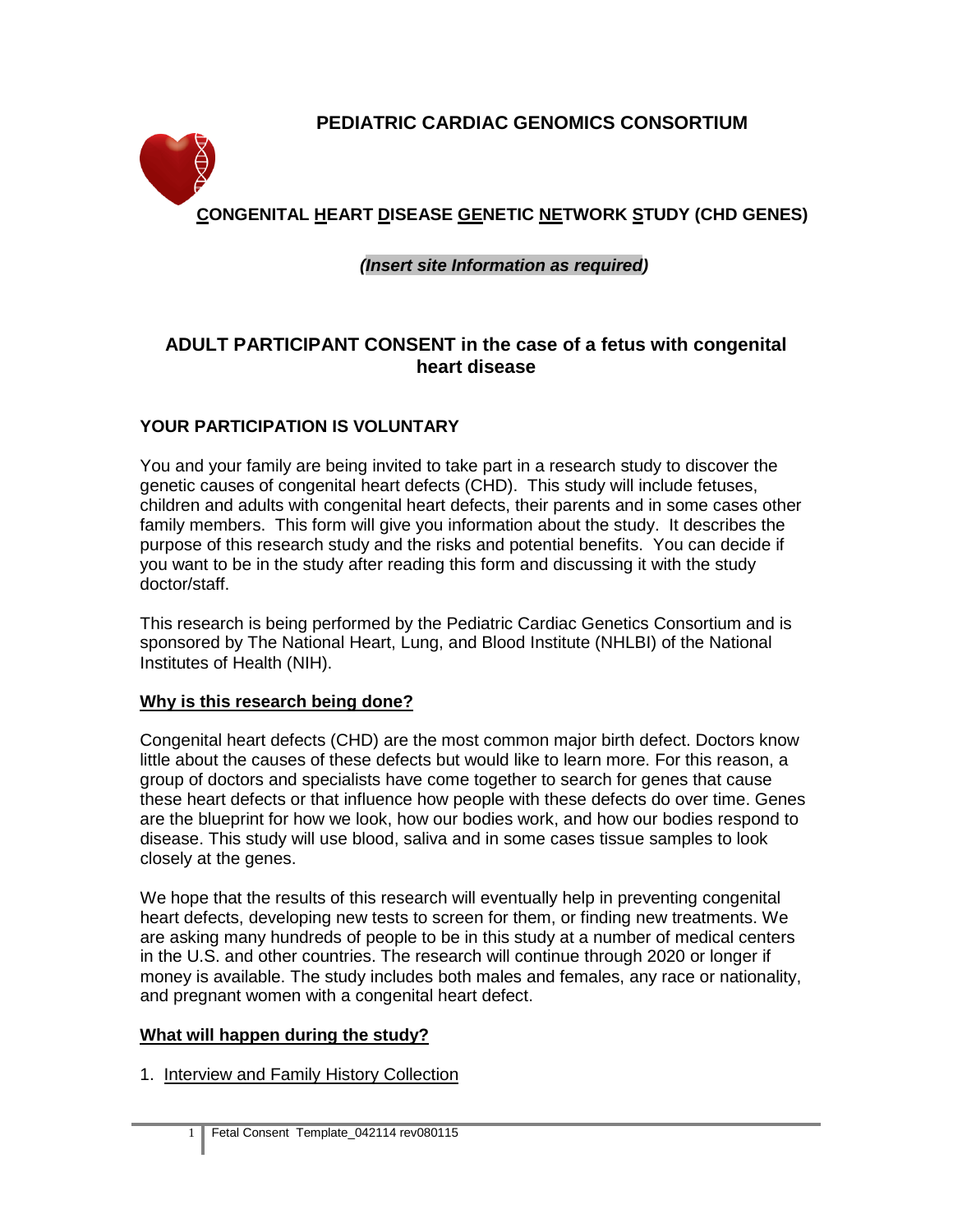# PEDIATRIC CARDIAC GENOMICS CONSORTIUM

## CONGENITAL HEART DISEASE GENETIC NETWORK STUDY (CHD GENES)

***(Insert site Information as required)***

## ADULT PARTICIPANT CONSENT in the case of a fetus with congenital heart disease

### YOUR PARTICIPATION IS VOLUNTARY

You and your family are being invited to take part in a research study to discover the genetic causes of congenital heart defects (CHD). This study will include fetuses, children and adults with congenital heart defects, their parents and in some cases other family members. This form will give you information about the study. It describes the purpose of this research study and the risks and potential benefits. You can decide if you want to be in the study after reading this form and discussing it with the study doctor/staff.

This research is being performed by the Pediatric Cardiac Genetics Consortium and is sponsored by The National Heart, Lung, and Blood Institute (NHLBI) of the National Institutes of Health (NIH).

### Why is this research being done?

Congenital heart defects (CHD) are the most common major birth defect. Doctors know little about the causes of these defects but would like to learn more. For this reason, a group of doctors and specialists have come together to search for genes that cause these heart defects or that influence how people with these defects do over time. Genes are the blueprint for how we look, how our bodies work, and how our bodies respond to disease. This study will use blood, saliva and in some cases tissue samples to look closely at the genes.

We hope that the results of this research will eventually help in preventing congenital heart defects, developing new tests to screen for them, or finding new treatments. We are asking many hundreds of people to be in this study at a number of medical centers in the U.S. and other countries. The research will continue through 2020 or longer if money is available. The study includes both males and females, any race or nationality, and pregnant women with a congenital heart defect.

### What will happen during the study?

1. Interview and Family History Collection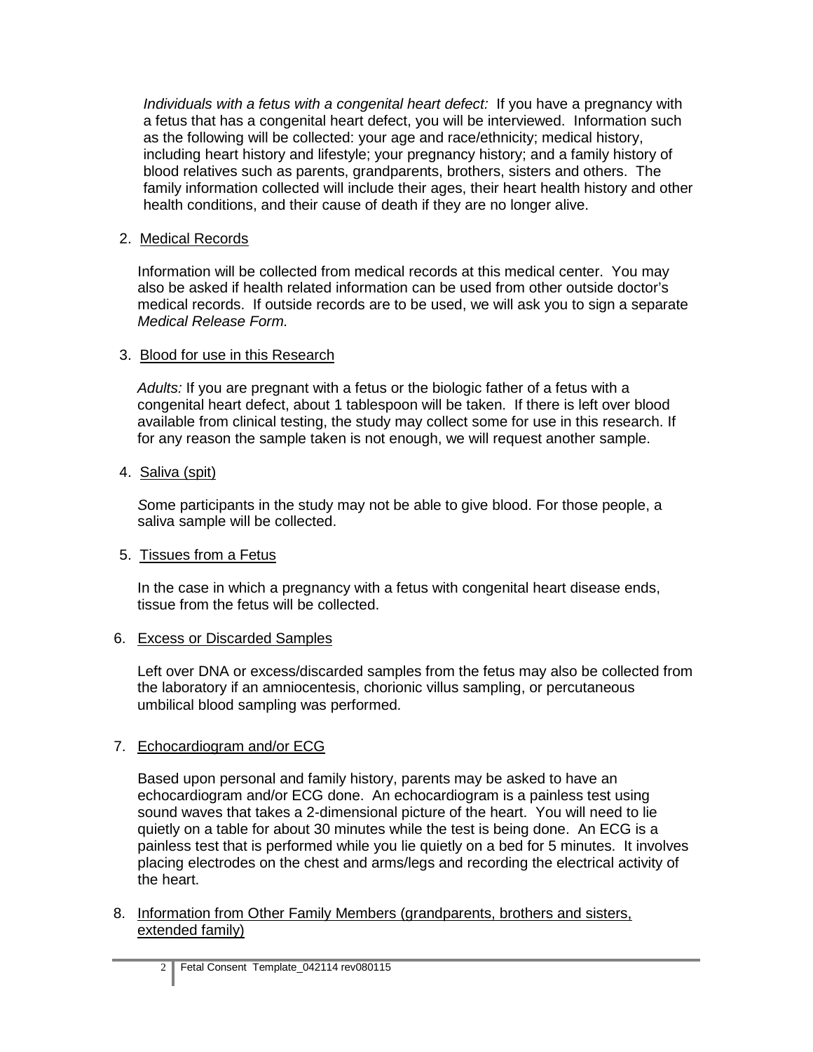*Individuals with a fetus with a congenital heart defect:* If you have a pregnancy with a fetus that has a congenital heart defect, you will be interviewed. Information such as the following will be collected: your age and race/ethnicity; medical history, including heart history and lifestyle; your pregnancy history; and a family history of blood relatives such as parents, grandparents, brothers, sisters and others. The family information collected will include their ages, their heart health history and other health conditions, and their cause of death if they are no longer alive.

2. <u>Medical Records</u>

   Information will be collected from medical records at this medical center. You may also be asked if health related information can be used from other outside doctor's medical records. If outside records are to be used, we will ask you to sign a separate *Medical Release Form.*

3. <u>Blood for use in this Research</u>

   *Adults:* If you are pregnant with a fetus or the biologic father of a fetus with a congenital heart defect, about 1 tablespoon will be taken. If there is left over blood available from clinical testing, the study may collect some for use in this research. If for any reason the sample taken is not enough, we will request another sample.

4. <u>Saliva (spit)</u>

   *S*ome participants in the study may not be able to give blood. For those people, a saliva sample will be collected.

5. <u>Tissues from a Fetus</u>

   In the case in which a pregnancy with a fetus with congenital heart disease ends, tissue from the fetus will be collected.

6. <u>Excess or Discarded Samples</u>

   Left over DNA or excess/discarded samples from the fetus may also be collected from the laboratory if an amniocentesis, chorionic villus sampling, or percutaneous umbilical blood sampling was performed.

7. <u>Echocardiogram and/or ECG</u>

   Based upon personal and family history, parents may be asked to have an echocardiogram and/or ECG done. An echocardiogram is a painless test using sound waves that takes a 2-dimensional picture of the heart. You will need to lie quietly on a table for about 30 minutes while the test is being done. An ECG is a painless test that is performed while you lie quietly on a bed for 5 minutes. It involves placing electrodes on the chest and arms/legs and recording the electrical activity of the heart.

8. <u>Information from Other Family Members (grandparents, brothers and sisters, extended family)</u>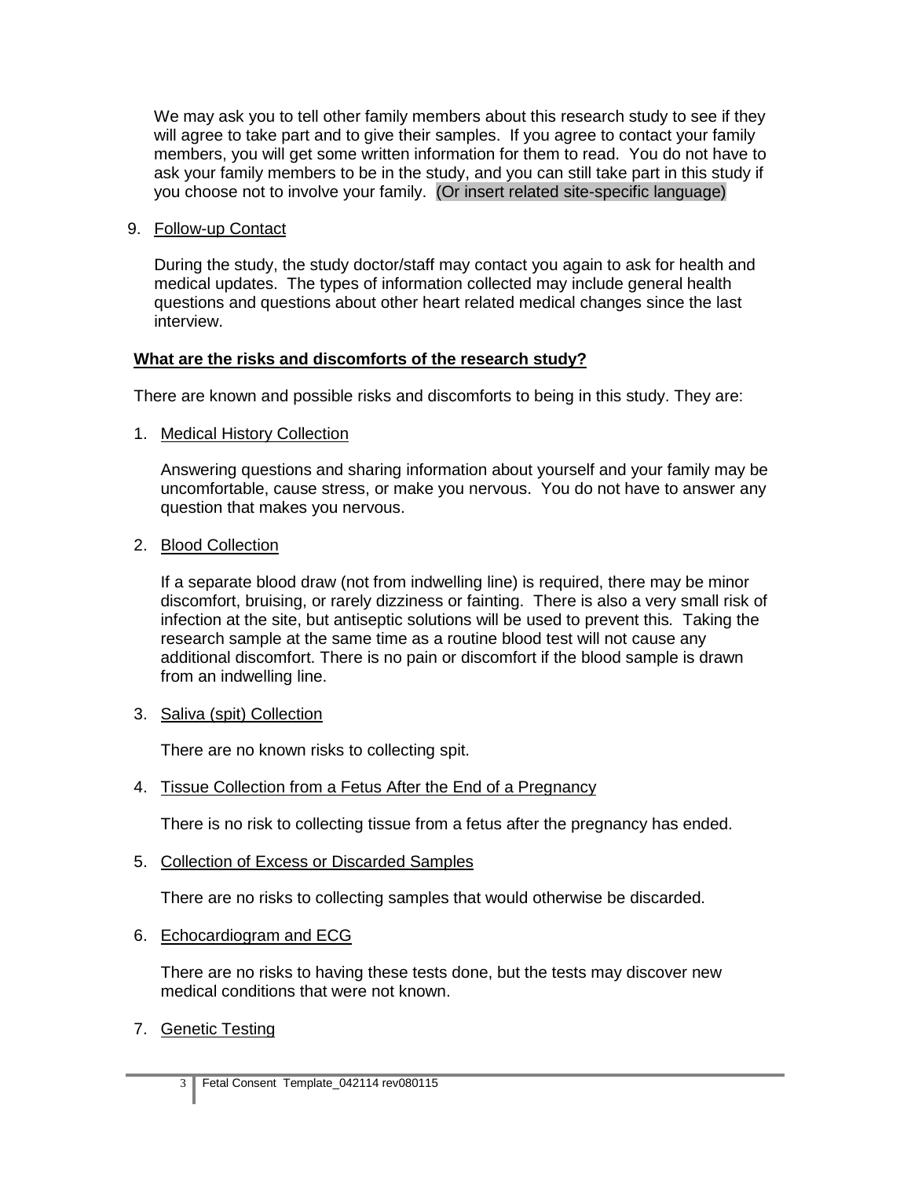We may ask you to tell other family members about this research study to see if they will agree to take part and to give their samples. If you agree to contact your family members, you will get some written information for them to read. You do not have to ask your family members to be in the study, and you can still take part in this study if you choose not to involve your family. (Or insert related site-specific language)

9. Follow-up Contact

During the study, the study doctor/staff may contact you again to ask for health and medical updates. The types of information collected may include general health questions and questions about other heart related medical changes since the last interview.

**What are the risks and discomforts of the research study?**

There are known and possible risks and discomforts to being in this study. They are:

1. Medical History Collection

   Answering questions and sharing information about yourself and your family may be uncomfortable, cause stress, or make you nervous. You do not have to answer any question that makes you nervous.

2. Blood Collection

   If a separate blood draw (not from indwelling line) is required, there may be minor discomfort, bruising, or rarely dizziness or fainting. There is also a very small risk of infection at the site, but antiseptic solutions will be used to prevent this. Taking the research sample at the same time as a routine blood test will not cause any additional discomfort. There is no pain or discomfort if the blood sample is drawn from an indwelling line.

3. Saliva (spit) Collection

   There are no known risks to collecting spit.

4. Tissue Collection from a Fetus After the End of a Pregnancy

   There is no risk to collecting tissue from a fetus after the pregnancy has ended.

5. Collection of Excess or Discarded Samples

   There are no risks to collecting samples that would otherwise be discarded.

6. Echocardiogram and ECG

   There are no risks to having these tests done, but the tests may discover new medical conditions that were not known.

7. Genetic Testing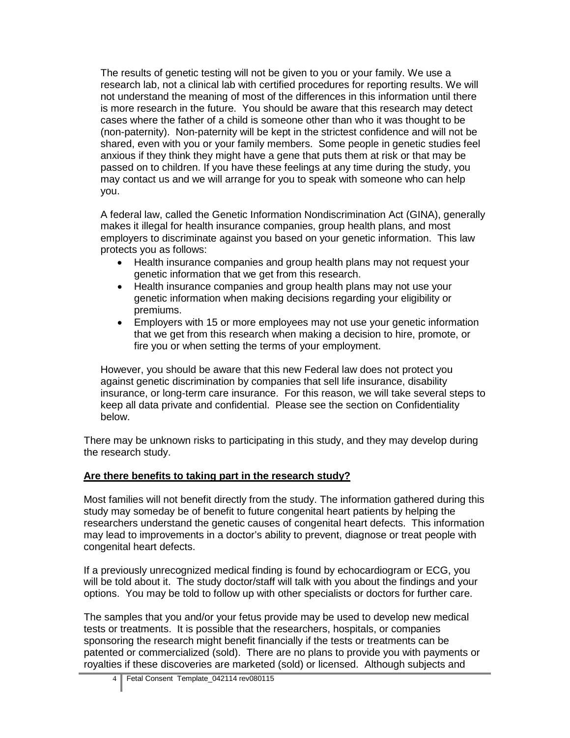The results of genetic testing will not be given to you or your family. We use a research lab, not a clinical lab with certified procedures for reporting results. We will not understand the meaning of most of the differences in this information until there is more research in the future. You should be aware that this research may detect cases where the father of a child is someone other than who it was thought to be (non-paternity). Non-paternity will be kept in the strictest confidence and will not be shared, even with you or your family members. Some people in genetic studies feel anxious if they think they might have a gene that puts them at risk or that may be passed on to children. If you have these feelings at any time during the study, you may contact us and we will arrange for you to speak with someone who can help you.

A federal law, called the Genetic Information Nondiscrimination Act (GINA), generally makes it illegal for health insurance companies, group health plans, and most employers to discriminate against you based on your genetic information. This law protects you as follows:

- Health insurance companies and group health plans may not request your genetic information that we get from this research.
- Health insurance companies and group health plans may not use your genetic information when making decisions regarding your eligibility or premiums.
- Employers with 15 or more employees may not use your genetic information that we get from this research when making a decision to hire, promote, or fire you or when setting the terms of your employment.

However, you should be aware that this new Federal law does not protect you against genetic discrimination by companies that sell life insurance, disability insurance, or long-term care insurance. For this reason, we will take several steps to keep all data private and confidential. Please see the section on Confidentiality below.

There may be unknown risks to participating in this study, and they may develop during the research study.

**Are there benefits to taking part in the research study?**

Most families will not benefit directly from the study. The information gathered during this study may someday be of benefit to future congenital heart patients by helping the researchers understand the genetic causes of congenital heart defects. This information may lead to improvements in a doctor's ability to prevent, diagnose or treat people with congenital heart defects.

If a previously unrecognized medical finding is found by echocardiogram or ECG, you will be told about it. The study doctor/staff will talk with you about the findings and your options. You may be told to follow up with other specialists or doctors for further care.

The samples that you and/or your fetus provide may be used to develop new medical tests or treatments. It is possible that the researchers, hospitals, or companies sponsoring the research might benefit financially if the tests or treatments can be patented or commercialized (sold). There are no plans to provide you with payments or royalties if these discoveries are marketed (sold) or licensed. Although subjects and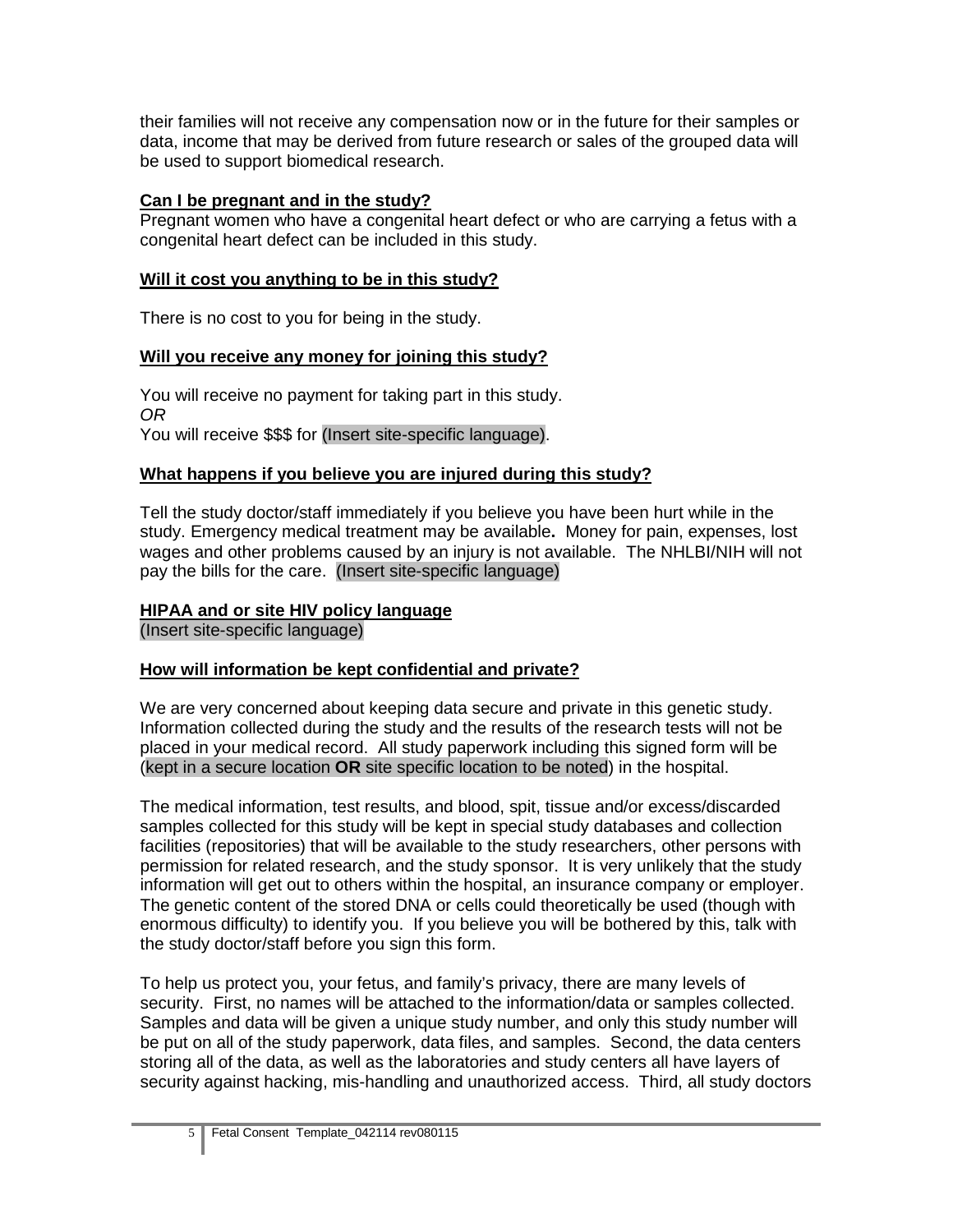their families will not receive any compensation now or in the future for their samples or data, income that may be derived from future research or sales of the grouped data will be used to support biomedical research.

**Can I be pregnant and in the study?**

Pregnant women who have a congenital heart defect or who are carrying a fetus with a congenital heart defect can be included in this study.

**Will it cost you anything to be in this study?**

There is no cost to you for being in the study.

**Will you receive any money for joining this study?**

You will receive no payment for taking part in this study.
*OR*
You will receive $$$ for (Insert site-specific language).

**What happens if you believe you are injured during this study?**

Tell the study doctor/staff immediately if you believe you have been hurt while in the study. Emergency medical treatment may be available**.** Money for pain, expenses, lost wages and other problems caused by an injury is not available. The NHLBI/NIH will not pay the bills for the care. (Insert site-specific language)

**HIPAA and or site HIV policy language**

(Insert site-specific language)

**How will information be kept confidential and private?**

We are very concerned about keeping data secure and private in this genetic study. Information collected during the study and the results of the research tests will not be placed in your medical record. All study paperwork including this signed form will be (kept in a secure location **OR** site specific location to be noted) in the hospital.

The medical information, test results, and blood, spit, tissue and/or excess/discarded samples collected for this study will be kept in special study databases and collection facilities (repositories) that will be available to the study researchers, other persons with permission for related research, and the study sponsor. It is very unlikely that the study information will get out to others within the hospital, an insurance company or employer. The genetic content of the stored DNA or cells could theoretically be used (though with enormous difficulty) to identify you. If you believe you will be bothered by this, talk with the study doctor/staff before you sign this form.

To help us protect you, your fetus, and family's privacy, there are many levels of security. First, no names will be attached to the information/data or samples collected. Samples and data will be given a unique study number, and only this study number will be put on all of the study paperwork, data files, and samples. Second, the data centers storing all of the data, as well as the laboratories and study centers all have layers of security against hacking, mis-handling and unauthorized access. Third, all study doctors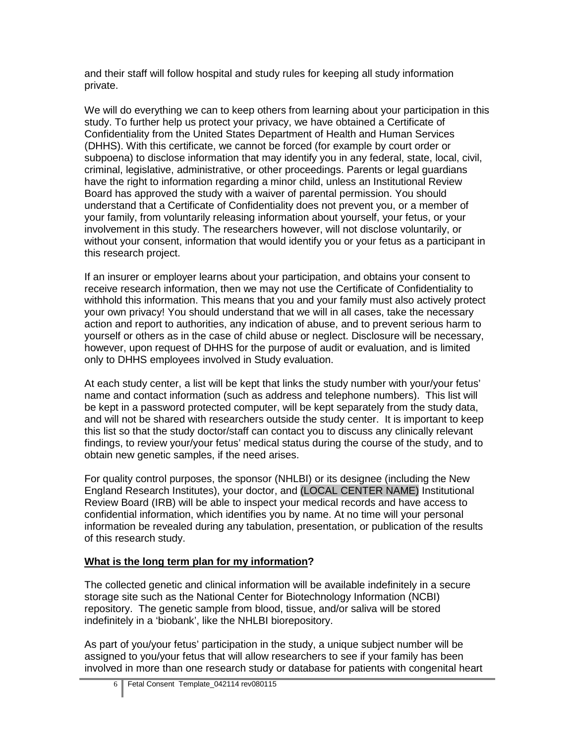and their staff will follow hospital and study rules for keeping all study information private.

We will do everything we can to keep others from learning about your participation in this study. To further help us protect your privacy, we have obtained a Certificate of Confidentiality from the United States Department of Health and Human Services (DHHS). With this certificate, we cannot be forced (for example by court order or subpoena) to disclose information that may identify you in any federal, state, local, civil, criminal, legislative, administrative, or other proceedings. Parents or legal guardians have the right to information regarding a minor child, unless an Institutional Review Board has approved the study with a waiver of parental permission. You should understand that a Certificate of Confidentiality does not prevent you, or a member of your family, from voluntarily releasing information about yourself, your fetus, or your involvement in this study. The researchers however, will not disclose voluntarily, or without your consent, information that would identify you or your fetus as a participant in this research project.

If an insurer or employer learns about your participation, and obtains your consent to receive research information, then we may not use the Certificate of Confidentiality to withhold this information. This means that you and your family must also actively protect your own privacy! You should understand that we will in all cases, take the necessary action and report to authorities, any indication of abuse, and to prevent serious harm to yourself or others as in the case of child abuse or neglect. Disclosure will be necessary, however, upon request of DHHS for the purpose of audit or evaluation, and is limited only to DHHS employees involved in Study evaluation.

At each study center, a list will be kept that links the study number with your/your fetus' name and contact information (such as address and telephone numbers). This list will be kept in a password protected computer, will be kept separately from the study data, and will not be shared with researchers outside the study center. It is important to keep this list so that the study doctor/staff can contact you to discuss any clinically relevant findings, to review your/your fetus' medical status during the course of the study, and to obtain new genetic samples, if the need arises.

For quality control purposes, the sponsor (NHLBI) or its designee (including the New England Research Institutes), your doctor, and (LOCAL CENTER NAME) Institutional Review Board (IRB) will be able to inspect your medical records and have access to confidential information, which identifies you by name. At no time will your personal information be revealed during any tabulation, presentation, or publication of the results of this research study.

**<u>What is the long term plan for my information</u>?**

The collected genetic and clinical information will be available indefinitely in a secure storage site such as the National Center for Biotechnology Information (NCBI) repository. The genetic sample from blood, tissue, and/or saliva will be stored indefinitely in a 'biobank', like the NHLBI biorepository.

As part of you/your fetus' participation in the study, a unique subject number will be assigned to you/your fetus that will allow researchers to see if your family has been involved in more than one research study or database for patients with congenital heart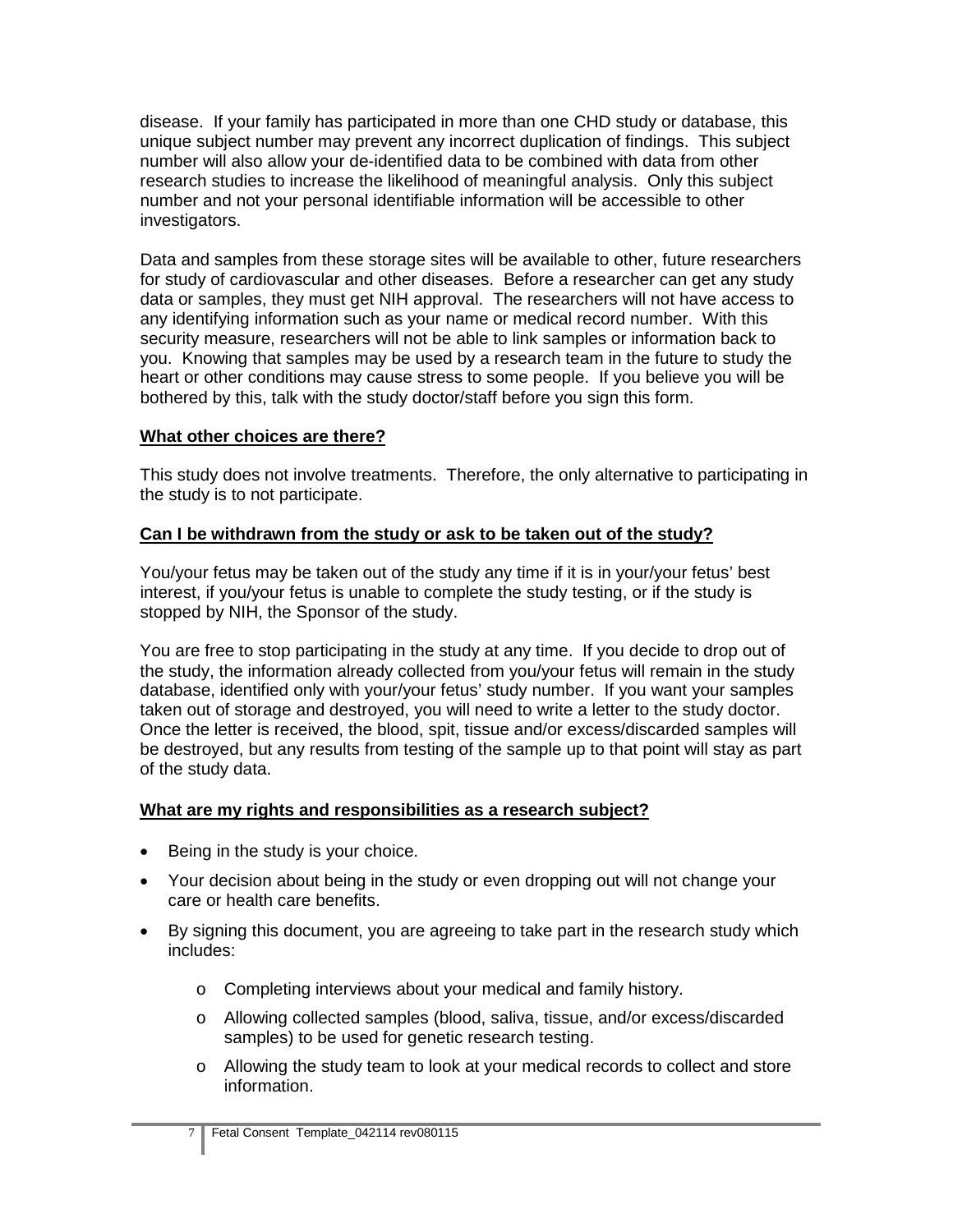disease. If your family has participated in more than one CHD study or database, this unique subject number may prevent any incorrect duplication of findings. This subject number will also allow your de-identified data to be combined with data from other research studies to increase the likelihood of meaningful analysis. Only this subject number and not your personal identifiable information will be accessible to other investigators.

Data and samples from these storage sites will be available to other, future researchers for study of cardiovascular and other diseases. Before a researcher can get any study data or samples, they must get NIH approval. The researchers will not have access to any identifying information such as your name or medical record number. With this security measure, researchers will not be able to link samples or information back to you. Knowing that samples may be used by a research team in the future to study the heart or other conditions may cause stress to some people. If you believe you will be bothered by this, talk with the study doctor/staff before you sign this form.

**What other choices are there?**

This study does not involve treatments. Therefore, the only alternative to participating in the study is to not participate.

**Can I be withdrawn from the study or ask to be taken out of the study?**

You/your fetus may be taken out of the study any time if it is in your/your fetus' best interest, if you/your fetus is unable to complete the study testing, or if the study is stopped by NIH, the Sponsor of the study.

You are free to stop participating in the study at any time. If you decide to drop out of the study, the information already collected from you/your fetus will remain in the study database, identified only with your/your fetus' study number. If you want your samples taken out of storage and destroyed, you will need to write a letter to the study doctor. Once the letter is received, the blood, spit, tissue and/or excess/discarded samples will be destroyed, but any results from testing of the sample up to that point will stay as part of the study data.

**What are my rights and responsibilities as a research subject?**

- Being in the study is your choice.
- Your decision about being in the study or even dropping out will not change your care or health care benefits.
- By signing this document, you are agreeing to take part in the research study which includes:
  - Completing interviews about your medical and family history.
  - Allowing collected samples (blood, saliva, tissue, and/or excess/discarded samples) to be used for genetic research testing.
  - Allowing the study team to look at your medical records to collect and store information.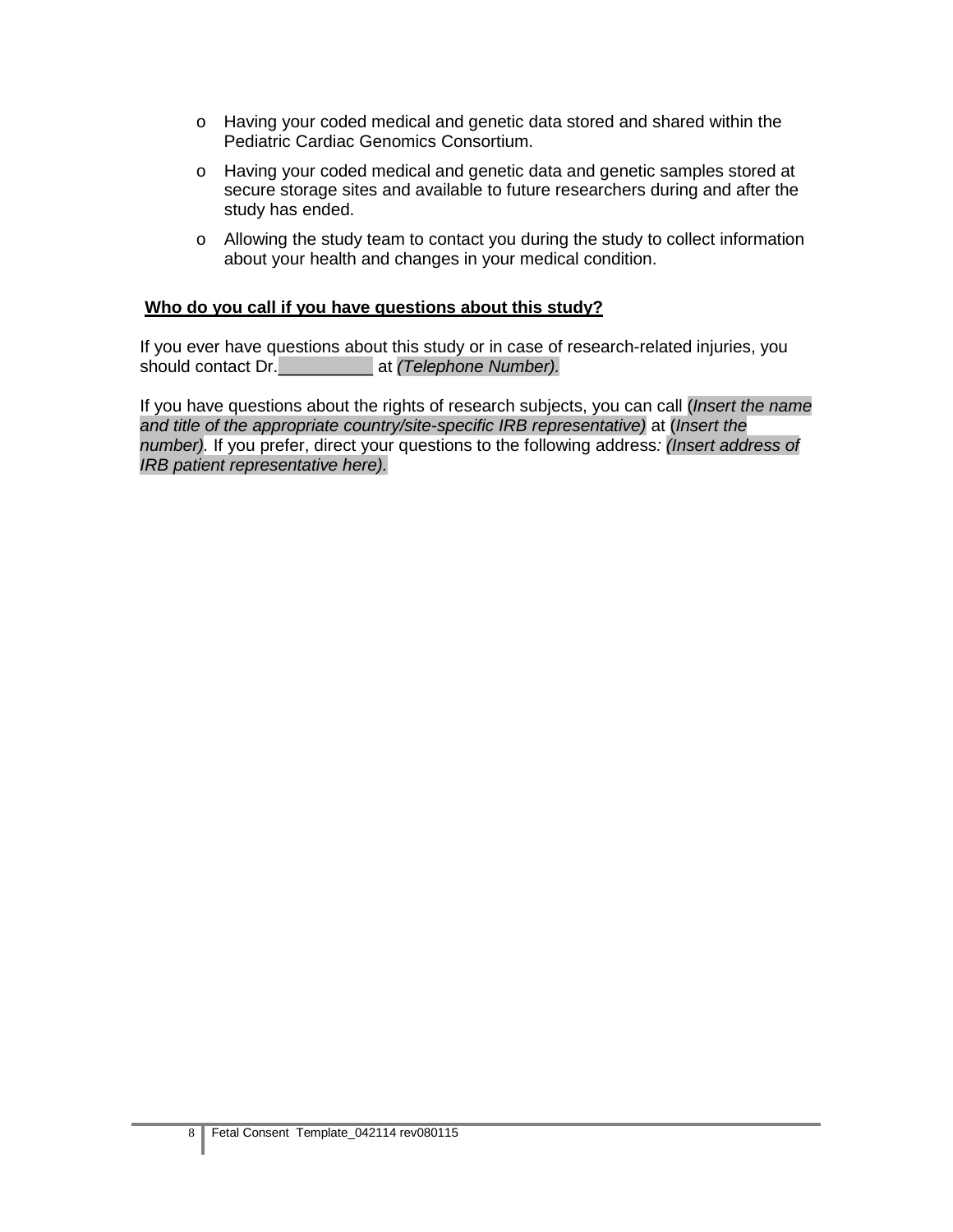- Having your coded medical and genetic data stored and shared within the Pediatric Cardiac Genomics Consortium.
- Having your coded medical and genetic data and genetic samples stored at secure storage sites and available to future researchers during and after the study has ended.
- Allowing the study team to contact you during the study to collect information about your health and changes in your medical condition.

**Who do you call if you have questions about this study?**

If you ever have questions about this study or in case of research-related injuries, you should contact Dr.__________ at *(Telephone Number).*

If you have questions about the rights of research subjects, you can call (*Insert the name and title of the appropriate country/site-specific IRB representative)* at (*Insert the number).* If you prefer, direct your questions to the following address*: (Insert address of IRB patient representative here).*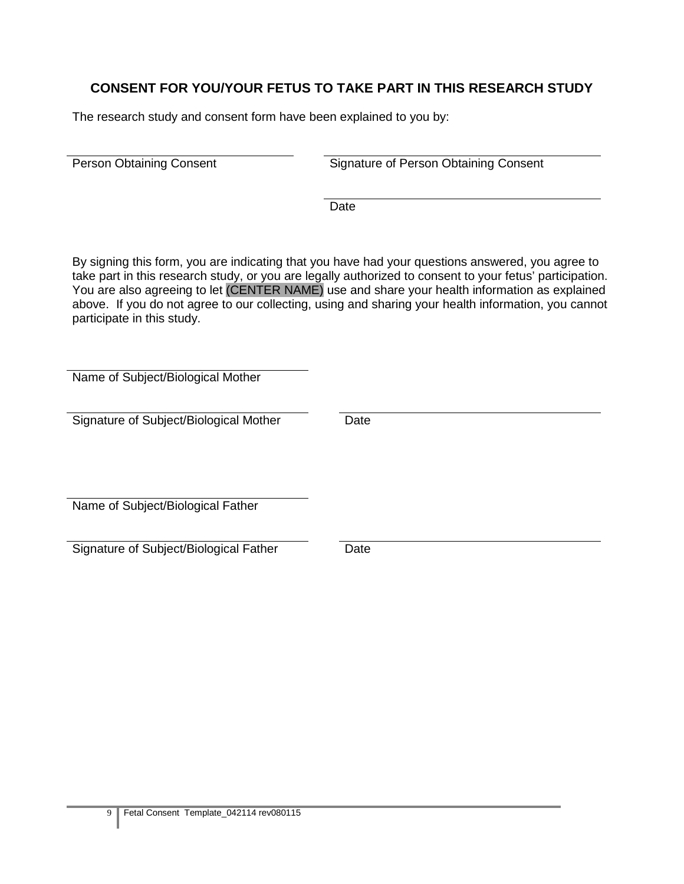## CONSENT FOR YOU/YOUR FETUS TO TAKE PART IN THIS RESEARCH STUDY

The research study and consent form have been explained to you by:

| | |
|---|---|
| Person Obtaining Consent | Signature of Person Obtaining Consent |
| | Date |

By signing this form, you are indicating that you have had your questions answered, you agree to take part in this research study, or you are legally authorized to consent to your fetus' participation. You are also agreeing to let (CENTER NAME) use and share your health information as explained above. If you do not agree to our collecting, using and sharing your health information, you cannot participate in this study.

| | |
|---|---|
| Name of Subject/Biological Mother | |
| Signature of Subject/Biological Mother | Date |

| | |
|---|---|
| Name of Subject/Biological Father | |
| Signature of Subject/Biological Father | Date |